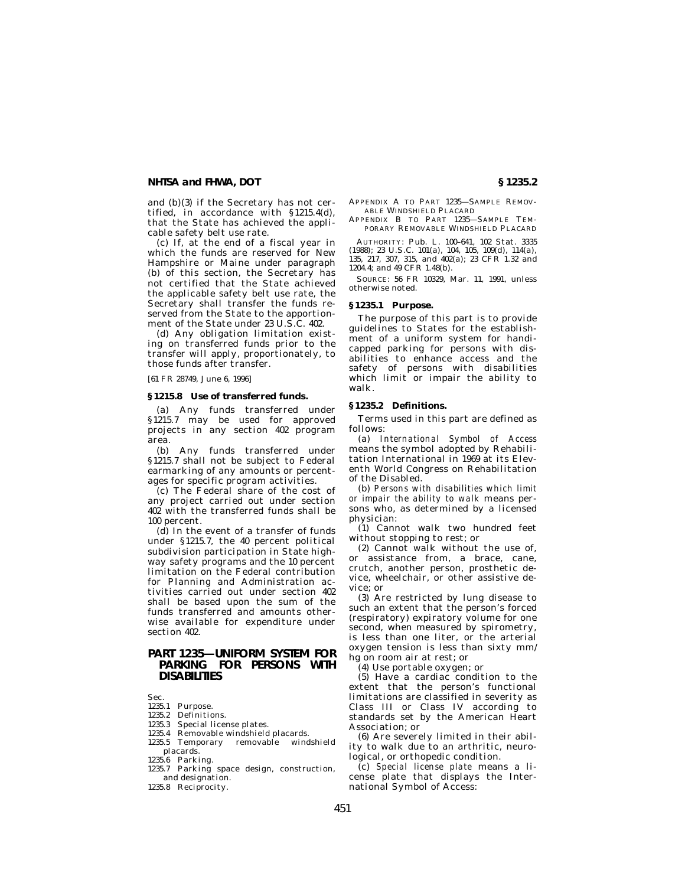and (b)(3) if the Secretary has not certified, in accordance with §1215.4(d), that the State has achieved the applicable safety belt use rate.

(c) If, at the end of a fiscal year in which the funds are reserved for New Hampshire or Maine under paragraph (b) of this section, the Secretary has not certified that the State achieved the applicable safety belt use rate, the Secretary shall transfer the funds reserved from the State to the apportionment of the State under 23 U.S.C. 402.

(d) Any obligation limitation existing on transferred funds prior to the transfer will apply, proportionately, to those funds after transfer.

[61 FR 28749, June 6, 1996]

### §1215.8 Use of transferred funds.

(a) Any funds transferred under §1215.7 may be used for approved projects in any section 402 program area.

(b) Any funds transferred under §1215.7 shall not be subject to Federal earmarking of any amounts or percentages for specific program activities.

(c) The Federal share of the cost of any project carried out under section 402 with the transferred funds shall be 100 percent.

(d) In the event of a transfer of funds under §1215.7, the 40 percent political subdivision participation in State highway safety programs and the 10 percent limitation on the Federal contribution for Planning and Administration activities carried out under section 402 shall be based upon the sum of the funds transferred and amounts otherwise available for expenditure under section 402.

## PART 1235—UNIFORM SYSTEM FOR PARKING FOR PERSONS WITH DISABILITIES

Sec.
1235.1 Purpose.
1235.2 Definitions.
1235.3 Special license plates.
1235.4 Removable windshield placards.
1235.5 Temporary removable windshield placards.
1235.6 Parking.
1235.7 Parking space design, construction, and designation.
1235.8 Reciprocity.

APPENDIX A TO PART 1235—SAMPLE REMOVABLE WINDSHIELD PLACARD
APPENDIX B TO PART 1235—SAMPLE TEMPORARY REMOVABLE WINDSHIELD PLACARD

AUTHORITY: Pub. L. 100–641, 102 Stat. 3335 (1988); 23 U.S.C. 101(a), 104, 105, 109(d), 114(a), 135, 217, 307, 315, and 402(a); 23 CFR 1.32 and 1204.4; and 49 CFR 1.48(b).

SOURCE: 56 FR 10329, Mar. 11, 1991, unless otherwise noted.

### §1235.1 Purpose.

The purpose of this part is to provide guidelines to States for the establishment of a uniform system for handicapped parking for persons with disabilities to enhance access and the safety of persons with disabilities which limit or impair the ability to walk.

### §1235.2 Definitions.

Terms used in this part are defined as follows:

(a) *International Symbol of Access* means the symbol adopted by Rehabilitation International in 1969 at its Eleventh World Congress on Rehabilitation of the Disabled.

(b) *Persons with disabilities which limit or impair the ability to walk* means persons who, as determined by a licensed physician:

(1) Cannot walk two hundred feet without stopping to rest; or

(2) Cannot walk without the use of, or assistance from, a brace, cane, crutch, another person, prosthetic device, wheelchair, or other assistive device; or

(3) Are restricted by lung disease to such an extent that the person's forced (respiratory) expiratory volume for one second, when measured by spirometry, is less than one liter, or the arterial oxygen tension is less than sixty mm/hg on room air at rest; or

(4) Use portable oxygen; or

(5) Have a cardiac condition to the extent that the person's functional limitations are classified in severity as Class III or Class IV according to standards set by the American Heart Association; or

(6) Are severely limited in their ability to walk due to an arthritic, neurological, or orthopedic condition.

(c) *Special license plate* means a license plate that displays the International Symbol of Access: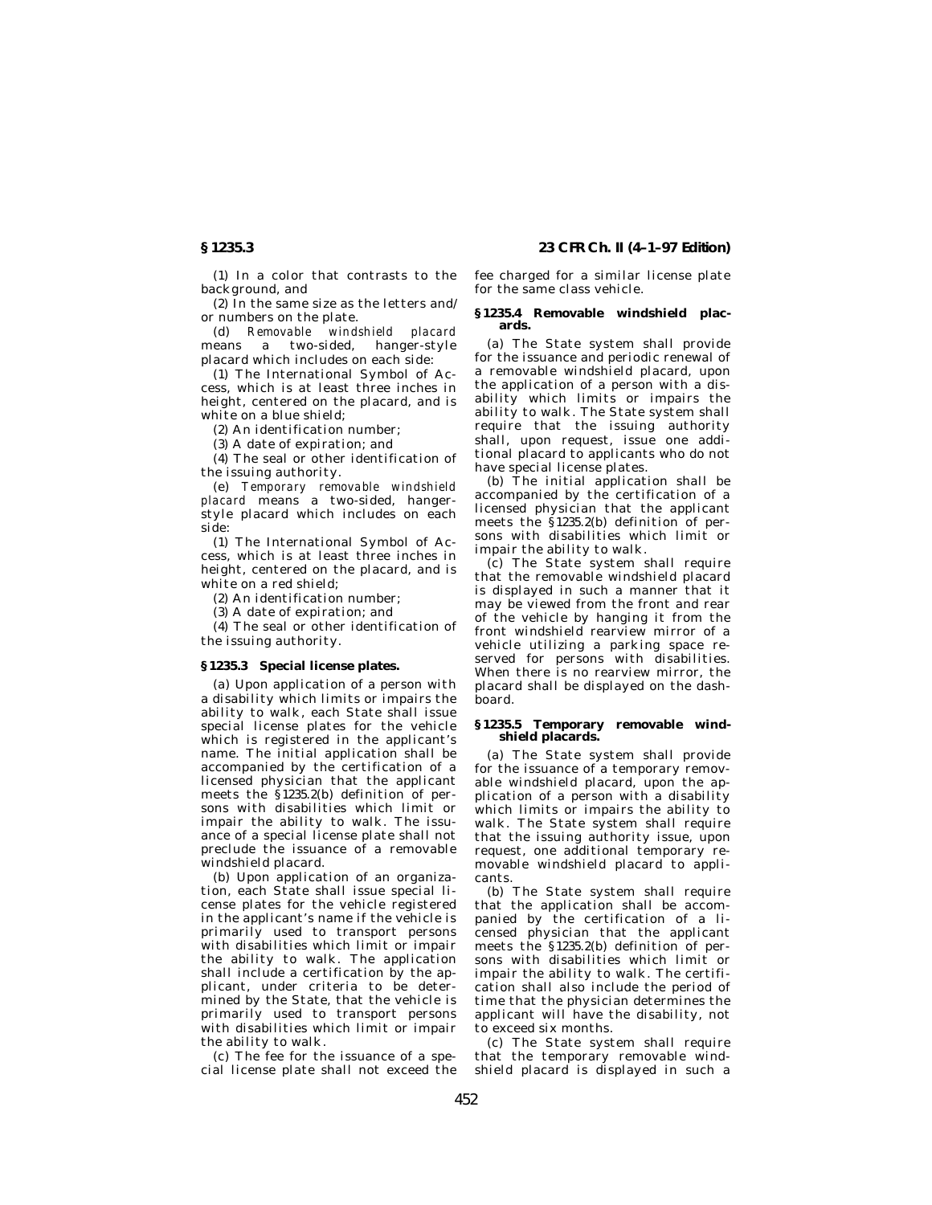(1) In a color that contrasts to the background, and

(2) In the same size as the letters and/or numbers on the plate.

(d) *Removable windshield placard* means a two-sided, hanger-style placard which includes on each side:

(1) The International Symbol of Access, which is at least three inches in height, centered on the placard, and is white on a blue shield;

(2) An identification number;

(3) A date of expiration; and

(4) The seal or other identification of the issuing authority.

(e) *Temporary removable windshield placard* means a two-sided, hanger-style placard which includes on each side:

(1) The International Symbol of Access, which is at least three inches in height, centered on the placard, and is white on a red shield;

(2) An identification number;

(3) A date of expiration; and

(4) The seal or other identification of the issuing authority.

### § 1235.3 Special license plates.

(a) Upon application of a person with a disability which limits or impairs the ability to walk, each State shall issue special license plates for the vehicle which is registered in the applicant's name. The initial application shall be accompanied by the certification of a licensed physician that the applicant meets the § 1235.2(b) definition of persons with disabilities which limit or impair the ability to walk. The issuance of a special license plate shall not preclude the issuance of a removable windshield placard.

(b) Upon application of an organization, each State shall issue special license plates for the vehicle registered in the applicant's name if the vehicle is primarily used to transport persons with disabilities which limit or impair the ability to walk. The application shall include a certification by the applicant, under criteria to be determined by the State, that the vehicle is primarily used to transport persons with disabilities which limit or impair the ability to walk.

(c) The fee for the issuance of a special license plate shall not exceed the fee charged for a similar license plate for the same class vehicle.

### § 1235.4 Removable windshield placards.

(a) The State system shall provide for the issuance and periodic renewal of a removable windshield placard, upon the application of a person with a disability which limits or impairs the ability to walk. The State system shall require that the issuing authority shall, upon request, issue one additional placard to applicants who do not have special license plates.

(b) The initial application shall be accompanied by the certification of a licensed physician that the applicant meets the § 1235.2(b) definition of persons with disabilities which limit or impair the ability to walk.

(c) The State system shall require that the removable windshield placard is displayed in such a manner that it may be viewed from the front and rear of the vehicle by hanging it from the front windshield rearview mirror of a vehicle utilizing a parking space reserved for persons with disabilities. When there is no rearview mirror, the placard shall be displayed on the dashboard.

### § 1235.5 Temporary removable windshield placards.

(a) The State system shall provide for the issuance of a temporary removable windshield placard, upon the application of a person with a disability which limits or impairs the ability to walk. The State system shall require that the issuing authority issue, upon request, one additional temporary removable windshield placard to applicants.

(b) The State system shall require that the application shall be accompanied by the certification of a licensed physician that the applicant meets the § 1235.2(b) definition of persons with disabilities which limit or impair the ability to walk. The certification shall also include the period of time that the physician determines the applicant will have the disability, not to exceed six months.

(c) The State system shall require that the temporary removable windshield placard is displayed in such a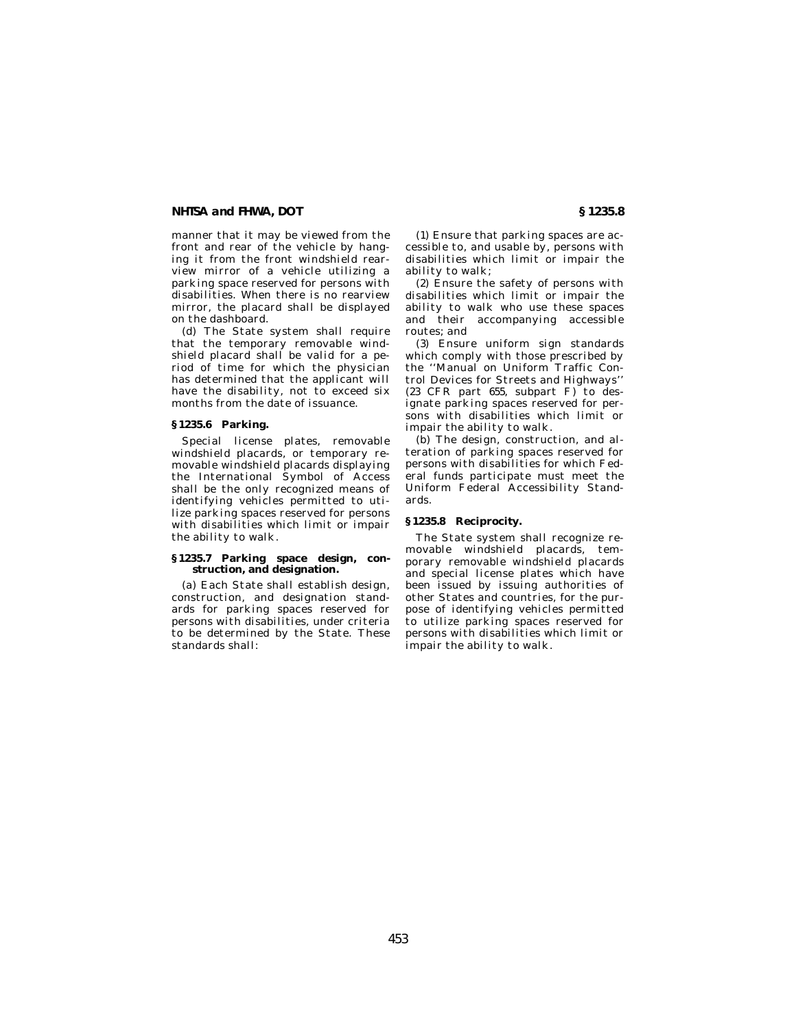manner that it may be viewed from the front and rear of the vehicle by hanging it from the front windshield rearview mirror of a vehicle utilizing a parking space reserved for persons with disabilities. When there is no rearview mirror, the placard shall be displayed on the dashboard.

(d) The State system shall require that the temporary removable windshield placard shall be valid for a period of time for which the physician has determined that the applicant will have the disability, not to exceed six months from the date of issuance.

### § 1235.6 Parking.

Special license plates, removable windshield placards, or temporary removable windshield placards displaying the International Symbol of Access shall be the only recognized means of identifying vehicles permitted to utilize parking spaces reserved for persons with disabilities which limit or impair the ability to walk.

### § 1235.7 Parking space design, construction, and designation.

(a) Each State shall establish design, construction, and designation standards for parking spaces reserved for persons with disabilities, under criteria to be determined by the State. These standards shall:

(1) Ensure that parking spaces are accessible to, and usable by, persons with disabilities which limit or impair the ability to walk;

(2) Ensure the safety of persons with disabilities which limit or impair the ability to walk who use these spaces and their accompanying accessible routes; and

(3) Ensure uniform sign standards which comply with those prescribed by the ''Manual on Uniform Traffic Control Devices for Streets and Highways'' (23 CFR part 655, subpart F) to designate parking spaces reserved for persons with disabilities which limit or impair the ability to walk.

(b) The design, construction, and alteration of parking spaces reserved for persons with disabilities for which Federal funds participate must meet the Uniform Federal Accessibility Standards.

### § 1235.8 Reciprocity.

The State system shall recognize removable windshield placards, temporary removable windshield placards and special license plates which have been issued by issuing authorities of other States and countries, for the purpose of identifying vehicles permitted to utilize parking spaces reserved for persons with disabilities which limit or impair the ability to walk.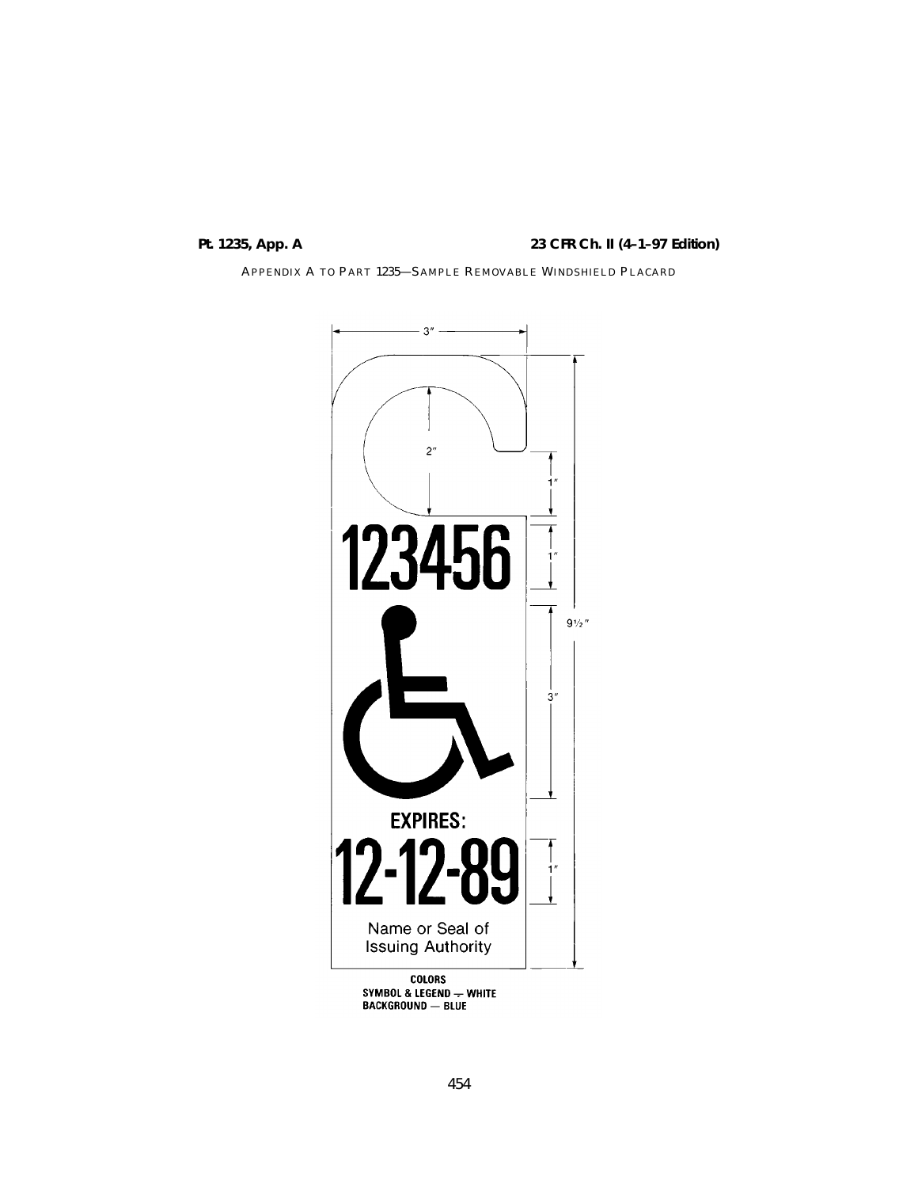APPENDIX A TO PART 1235—SAMPLE REMOVABLE WINDSHIELD PLACARD

3″

2″

1″

1″

9½″

123456

3″

EXPIRES:

12-12-89

1″

Name or Seal of
Issuing Authority

COLORS
SYMBOL & LEGEND — WHITE
BACKGROUND — BLUE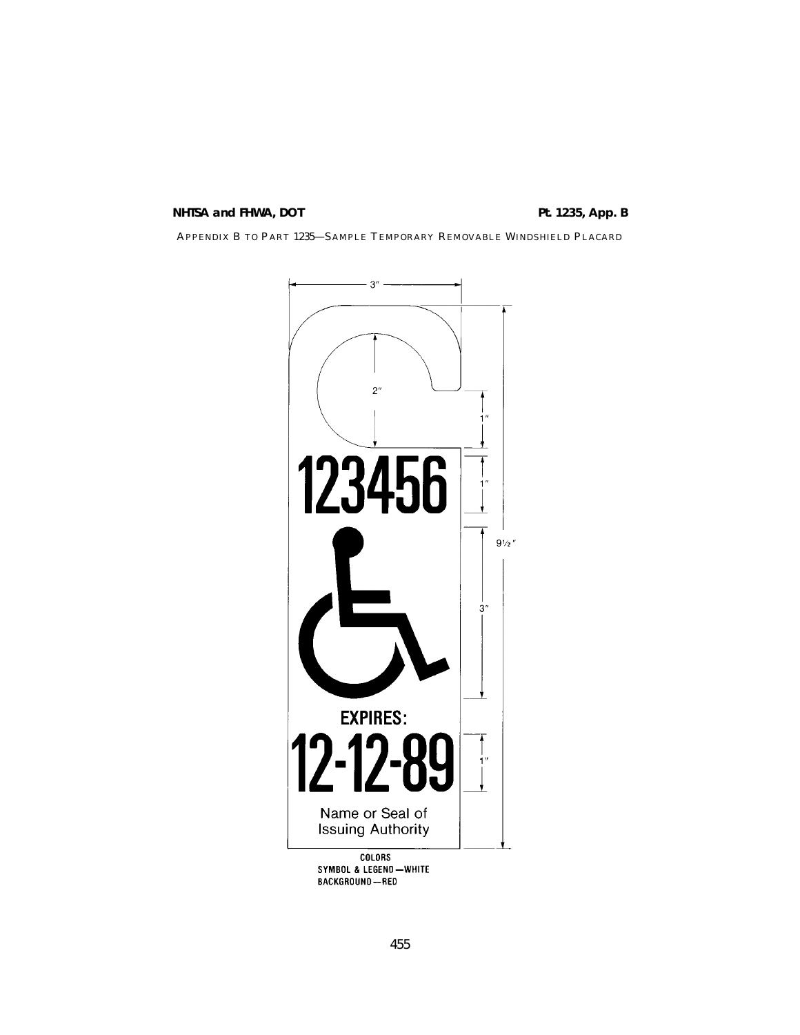APPENDIX B TO PART 1235—SAMPLE TEMPORARY REMOVABLE WINDSHIELD PLACARD

3″

2″

1″

123456

1″

9½″

3″

EXPIRES:

12-12-89

1″

Name or Seal of
Issuing Authority

COLORS
SYMBOL & LEGEND—WHITE
BACKGROUND—RED